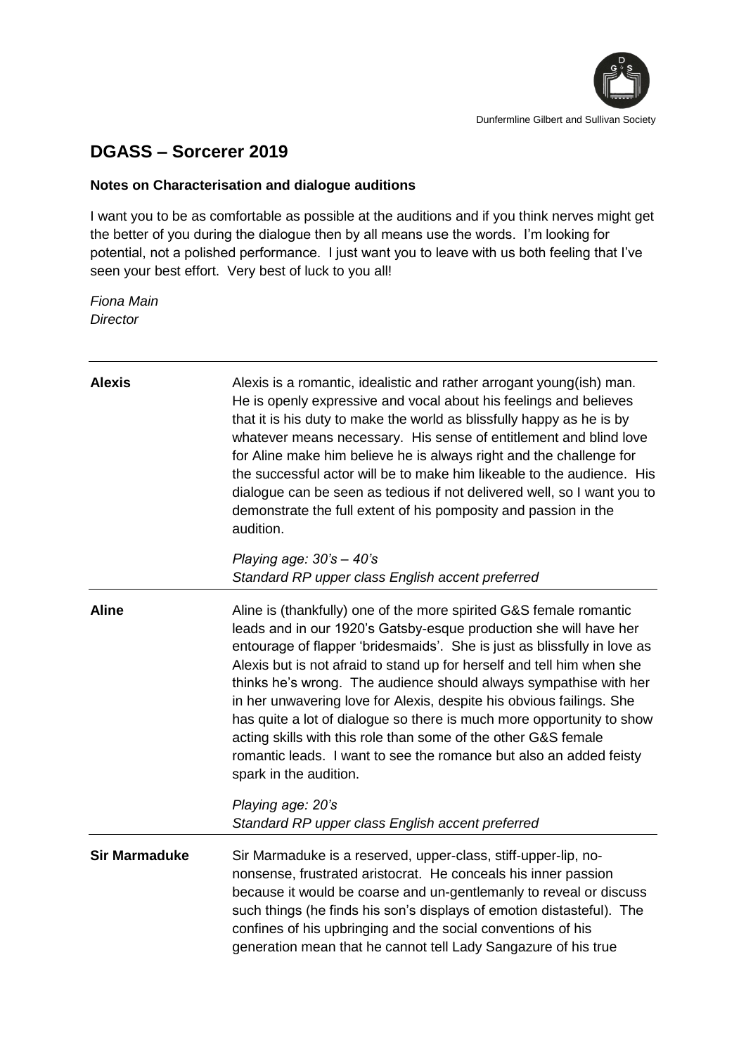Dunfermline Gilbert and Sullivan Society

## DGASS – Sorcerer 2019

### Notes on Characterisation and dialogue auditions

I want you to be as comfortable as possible at the auditions and if you think nerves might get the better of you during the dialogue then by all means use the words. I'm looking for potential, not a polished performance. I just want you to leave with us both feeling that I've seen your best effort. Very best of luck to you all!

*Fiona Main*
*Director*

---

**Alexis**

Alexis is a romantic, idealistic and rather arrogant young(ish) man. He is openly expressive and vocal about his feelings and believes that it is his duty to make the world as blissfully happy as he is by whatever means necessary. His sense of entitlement and blind love for Aline make him believe he is always right and the challenge for the successful actor will be to make him likeable to the audience. His dialogue can be seen as tedious if not delivered well, so I want you to demonstrate the full extent of his pomposity and passion in the audition.

*Playing age: 30's – 40's*
*Standard RP upper class English accent preferred*

---

**Aline**

Aline is (thankfully) one of the more spirited G&S female romantic leads and in our 1920's Gatsby-esque production she will have her entourage of flapper 'bridesmaids'. She is just as blissfully in love as Alexis but is not afraid to stand up for herself and tell him when she thinks he's wrong. The audience should always sympathise with her in her unwavering love for Alexis, despite his obvious failings. She has quite a lot of dialogue so there is much more opportunity to show acting skills with this role than some of the other G&S female romantic leads. I want to see the romance but also an added feisty spark in the audition.

*Playing age: 20's*
*Standard RP upper class English accent preferred*

---

**Sir Marmaduke**

Sir Marmaduke is a reserved, upper-class, stiff-upper-lip, no-nonsense, frustrated aristocrat. He conceals his inner passion because it would be coarse and un-gentlemanly to reveal or discuss such things (he finds his son's displays of emotion distasteful). The confines of his upbringing and the social conventions of his generation mean that he cannot tell Lady Sangazure of his true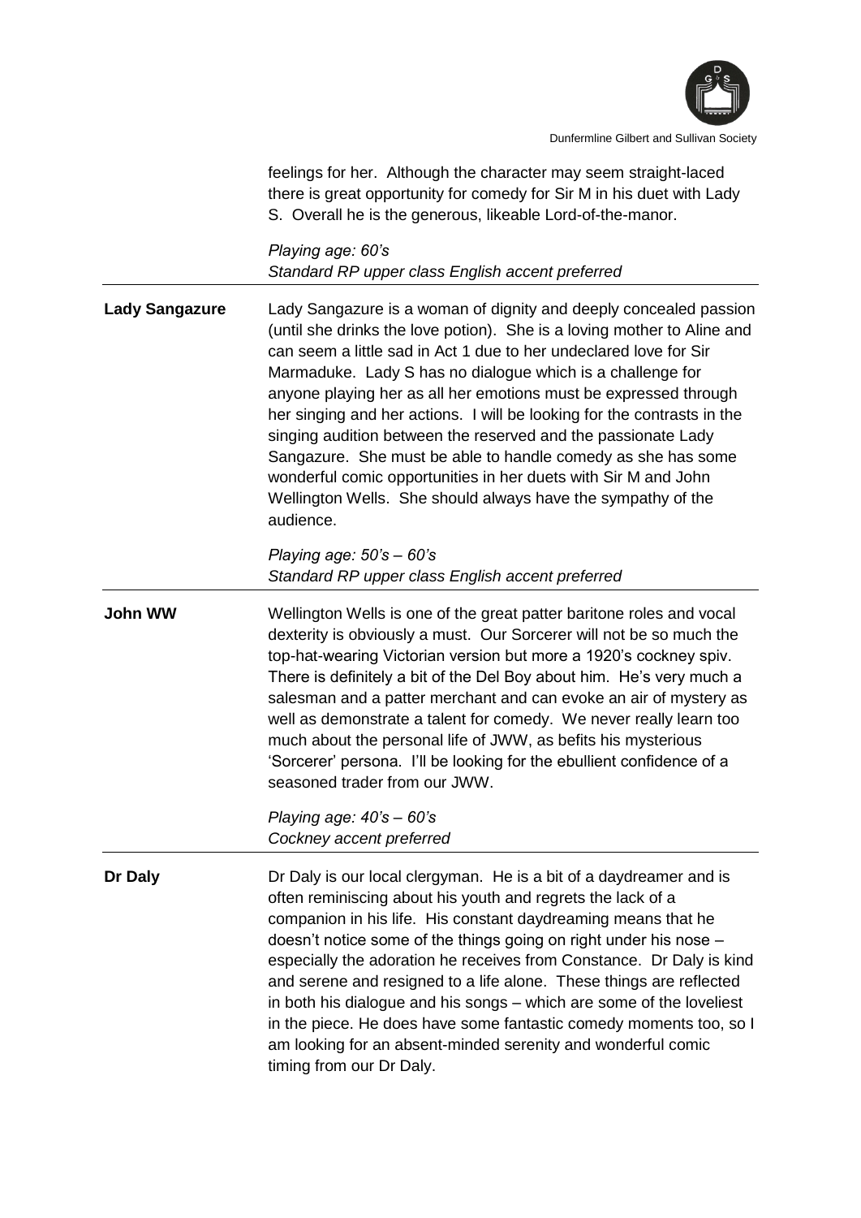feelings for her. Although the character may seem straight-laced there is great opportunity for comedy for Sir M in his duet with Lady S. Overall he is the generous, likeable Lord-of-the-manor.

*Playing age: 60's*
*Standard RP upper class English accent preferred*

**Lady Sangazure**

Lady Sangazure is a woman of dignity and deeply concealed passion (until she drinks the love potion). She is a loving mother to Aline and can seem a little sad in Act 1 due to her undeclared love for Sir Marmaduke. Lady S has no dialogue which is a challenge for anyone playing her as all her emotions must be expressed through her singing and her actions. I will be looking for the contrasts in the singing audition between the reserved and the passionate Lady Sangazure. She must be able to handle comedy as she has some wonderful comic opportunities in her duets with Sir M and John Wellington Wells. She should always have the sympathy of the audience.

*Playing age: 50's – 60's*
*Standard RP upper class English accent preferred*

**John WW**

Wellington Wells is one of the great patter baritone roles and vocal dexterity is obviously a must. Our Sorcerer will not be so much the top-hat-wearing Victorian version but more a 1920's cockney spiv. There is definitely a bit of the Del Boy about him. He's very much a salesman and a patter merchant and can evoke an air of mystery as well as demonstrate a talent for comedy. We never really learn too much about the personal life of JWW, as befits his mysterious 'Sorcerer' persona. I'll be looking for the ebullient confidence of a seasoned trader from our JWW.

*Playing age: 40's – 60's*
*Cockney accent preferred*

**Dr Daly**

Dr Daly is our local clergyman. He is a bit of a daydreamer and is often reminiscing about his youth and regrets the lack of a companion in his life. His constant daydreaming means that he doesn't notice some of the things going on right under his nose – especially the adoration he receives from Constance. Dr Daly is kind and serene and resigned to a life alone. These things are reflected in both his dialogue and his songs – which are some of the loveliest in the piece. He does have some fantastic comedy moments too, so I am looking for an absent-minded serenity and wonderful comic timing from our Dr Daly.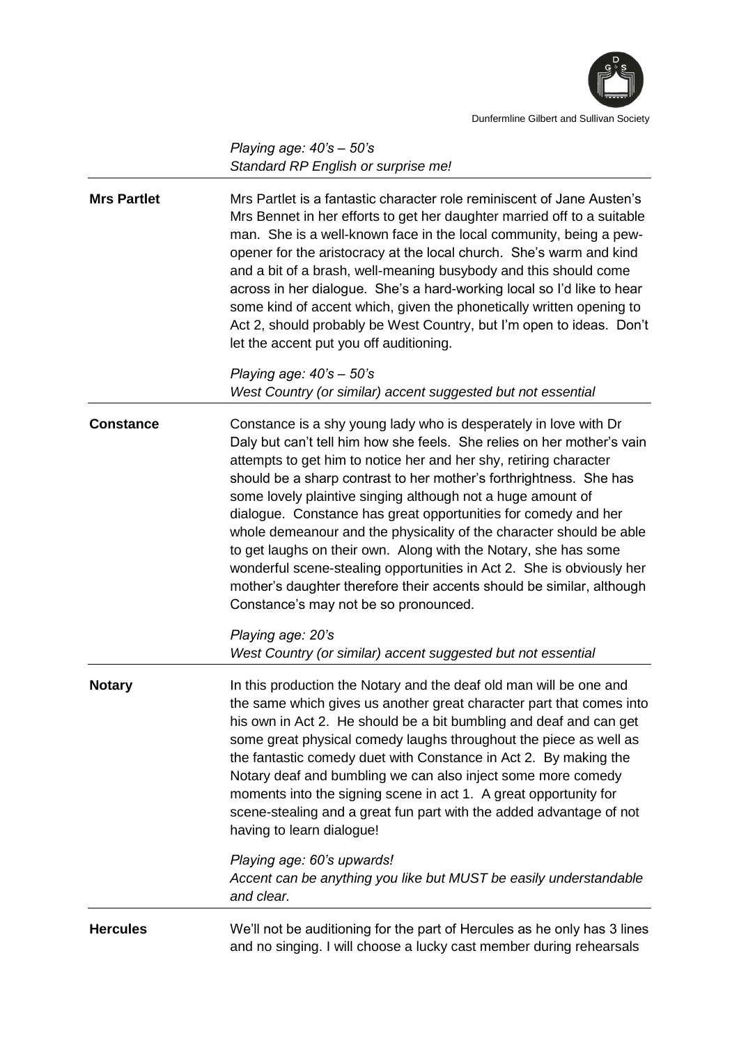*Playing age: 40's – 50's*
*Standard RP English or surprise me!*

**Mrs Partlet**

Mrs Partlet is a fantastic character role reminiscent of Jane Austen's Mrs Bennet in her efforts to get her daughter married off to a suitable man. She is a well-known face in the local community, being a pew-opener for the aristocracy at the local church. She's warm and kind and a bit of a brash, well-meaning busybody and this should come across in her dialogue. She's a hard-working local so I'd like to hear some kind of accent which, given the phonetically written opening to Act 2, should probably be West Country, but I'm open to ideas. Don't let the accent put you off auditioning.

*Playing age: 40's – 50's*
*West Country (or similar) accent suggested but not essential*

**Constance**

Constance is a shy young lady who is desperately in love with Dr Daly but can't tell him how she feels. She relies on her mother's vain attempts to get him to notice her and her shy, retiring character should be a sharp contrast to her mother's forthrightness. She has some lovely plaintive singing although not a huge amount of dialogue. Constance has great opportunities for comedy and her whole demeanour and the physicality of the character should be able to get laughs on their own. Along with the Notary, she has some wonderful scene-stealing opportunities in Act 2. She is obviously her mother's daughter therefore their accents should be similar, although Constance's may not be so pronounced.

*Playing age: 20's*
*West Country (or similar) accent suggested but not essential*

**Notary**

In this production the Notary and the deaf old man will be one and the same which gives us another great character part that comes into his own in Act 2. He should be a bit bumbling and deaf and can get some great physical comedy laughs throughout the piece as well as the fantastic comedy duet with Constance in Act 2. By making the Notary deaf and bumbling we can also inject some more comedy moments into the signing scene in act 1. A great opportunity for scene-stealing and a great fun part with the added advantage of not having to learn dialogue!

*Playing age: 60's upwards!*
*Accent can be anything you like but MUST be easily understandable and clear.*

**Hercules**

We'll not be auditioning for the part of Hercules as he only has 3 lines and no singing. I will choose a lucky cast member during rehearsals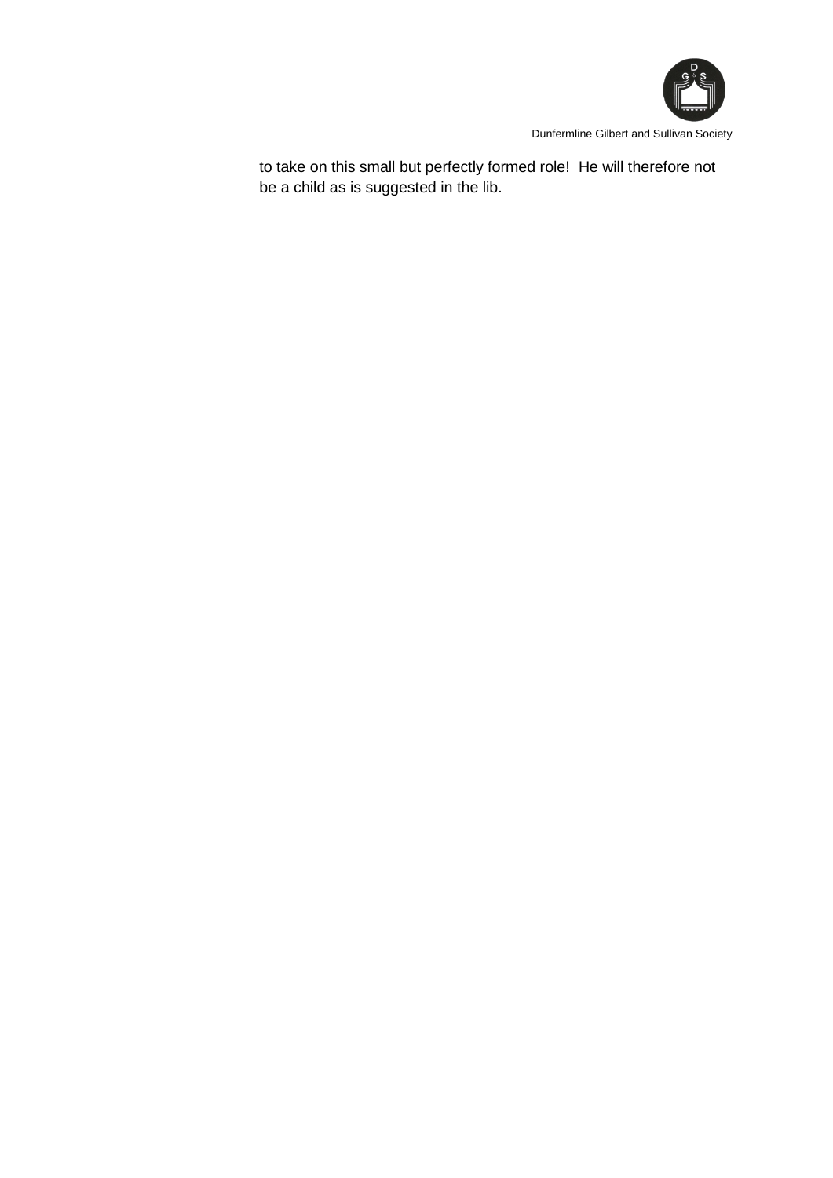to take on this small but perfectly formed role! He will therefore not be a child as is suggested in the lib.